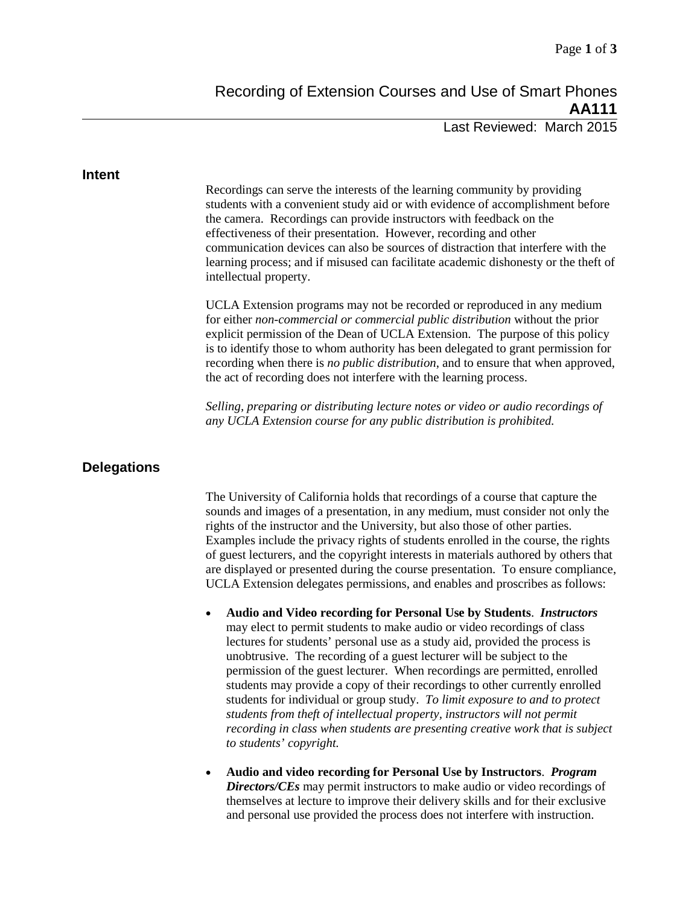# Recording of Extension Courses and Use of Smart Phones
# AA111

Last Reviewed: March 2015

## Intent

Recordings can serve the interests of the learning community by providing students with a convenient study aid or with evidence of accomplishment before the camera. Recordings can provide instructors with feedback on the effectiveness of their presentation. However, recording and other communication devices can also be sources of distraction that interfere with the learning process; and if misused can facilitate academic dishonesty or the theft of intellectual property.

UCLA Extension programs may not be recorded or reproduced in any medium for either *non-commercial or commercial public distribution* without the prior explicit permission of the Dean of UCLA Extension. The purpose of this policy is to identify those to whom authority has been delegated to grant permission for recording when there is *no public distribution*, and to ensure that when approved, the act of recording does not interfere with the learning process.

*Selling, preparing or distributing lecture notes or video or audio recordings of any UCLA Extension course for any public distribution is prohibited.*

## Delegations

The University of California holds that recordings of a course that capture the sounds and images of a presentation, in any medium, must consider not only the rights of the instructor and the University, but also those of other parties. Examples include the privacy rights of students enrolled in the course, the rights of guest lecturers, and the copyright interests in materials authored by others that are displayed or presented during the course presentation. To ensure compliance, UCLA Extension delegates permissions, and enables and proscribes as follows:

- **Audio and Video recording for Personal Use by Students**. ***Instructors*** may elect to permit students to make audio or video recordings of class lectures for students' personal use as a study aid, provided the process is unobtrusive. The recording of a guest lecturer will be subject to the permission of the guest lecturer. When recordings are permitted, enrolled students may provide a copy of their recordings to other currently enrolled students for individual or group study. *To limit exposure to and to protect students from theft of intellectual property, instructors will not permit recording in class when students are presenting creative work that is subject to students' copyright.*

- **Audio and video recording for Personal Use by Instructors**. ***Program Directors/CEs*** may permit instructors to make audio or video recordings of themselves at lecture to improve their delivery skills and for their exclusive and personal use provided the process does not interfere with instruction.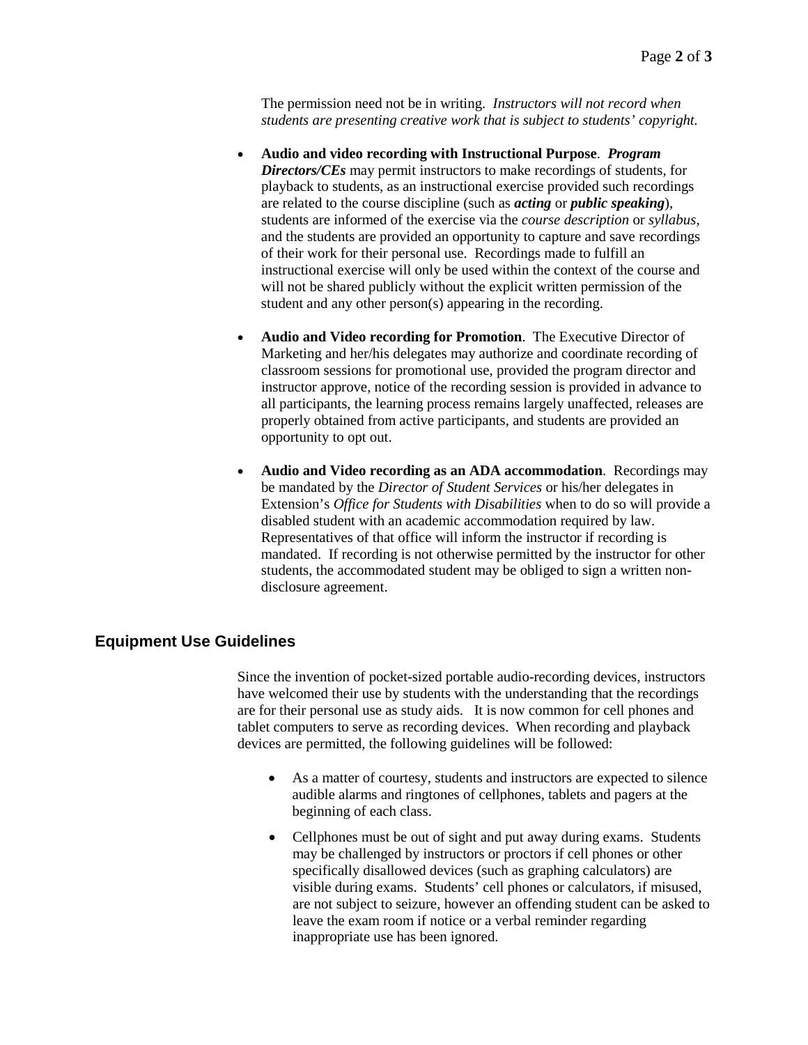The permission need not be in writing. *Instructors will not record when students are presenting creative work that is subject to students' copyright.*

- **Audio and video recording with Instructional Purpose**. ***Program Directors/CEs*** may permit instructors to make recordings of students, for playback to students, as an instructional exercise provided such recordings are related to the course discipline (such as ***acting*** or ***public speaking***), students are informed of the exercise via the *course description* or *syllabus,* and the students are provided an opportunity to capture and save recordings of their work for their personal use. Recordings made to fulfill an instructional exercise will only be used within the context of the course and will not be shared publicly without the explicit written permission of the student and any other person(s) appearing in the recording.

- **Audio and Video recording for Promotion**. The Executive Director of Marketing and her/his delegates may authorize and coordinate recording of classroom sessions for promotional use, provided the program director and instructor approve, notice of the recording session is provided in advance to all participants, the learning process remains largely unaffected, releases are properly obtained from active participants, and students are provided an opportunity to opt out.

- **Audio and Video recording as an ADA accommodation**. Recordings may be mandated by the *Director of Student Services* or his/her delegates in Extension's *Office for Students with Disabilities* when to do so will provide a disabled student with an academic accommodation required by law. Representatives of that office will inform the instructor if recording is mandated. If recording is not otherwise permitted by the instructor for other students, the accommodated student may be obliged to sign a written non-disclosure agreement.

## Equipment Use Guidelines

Since the invention of pocket-sized portable audio-recording devices, instructors have welcomed their use by students with the understanding that the recordings are for their personal use as study aids. It is now common for cell phones and tablet computers to serve as recording devices. When recording and playback devices are permitted, the following guidelines will be followed:

- As a matter of courtesy, students and instructors are expected to silence audible alarms and ringtones of cellphones, tablets and pagers at the beginning of each class.

- Cellphones must be out of sight and put away during exams. Students may be challenged by instructors or proctors if cell phones or other specifically disallowed devices (such as graphing calculators) are visible during exams. Students' cell phones or calculators, if misused, are not subject to seizure, however an offending student can be asked to leave the exam room if notice or a verbal reminder regarding inappropriate use has been ignored.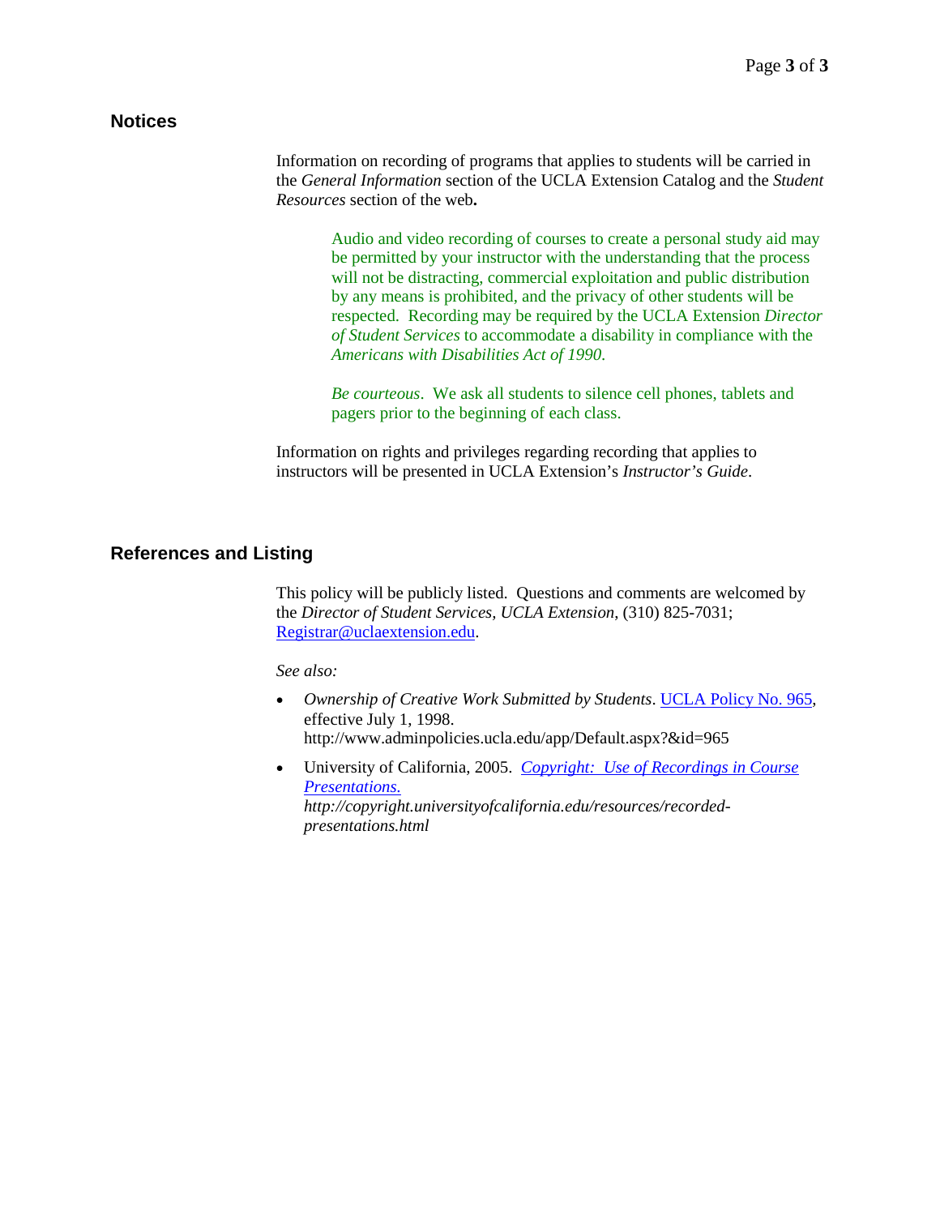## Notices

Information on recording of programs that applies to students will be carried in the *General Information* section of the UCLA Extension Catalog and the *Student Resources* section of the web**.**

> Audio and video recording of courses to create a personal study aid may be permitted by your instructor with the understanding that the process will not be distracting, commercial exploitation and public distribution by any means is prohibited, and the privacy of other students will be respected. Recording may be required by the UCLA Extension *Director of Student Services* to accommodate a disability in compliance with the *Americans with Disabilities Act of 1990.*
>
> *Be courteous*. We ask all students to silence cell phones, tablets and pagers prior to the beginning of each class.

Information on rights and privileges regarding recording that applies to instructors will be presented in UCLA Extension's *Instructor's Guide*.

## References and Listing

This policy will be publicly listed. Questions and comments are welcomed by the *Director of Student Services, UCLA Extension*, (310) 825-7031; Registrar@uclaextension.edu.

*See also:*

- *Ownership of Creative Work Submitted by Students*. UCLA Policy No. 965, effective July 1, 1998. http://www.adminpolicies.ucla.edu/app/Default.aspx?&id=965
- University of California, 2005. *Copyright: Use of Recordings in Course Presentations. http://copyright.universityofcalifornia.edu/resources/recorded-presentations.html*